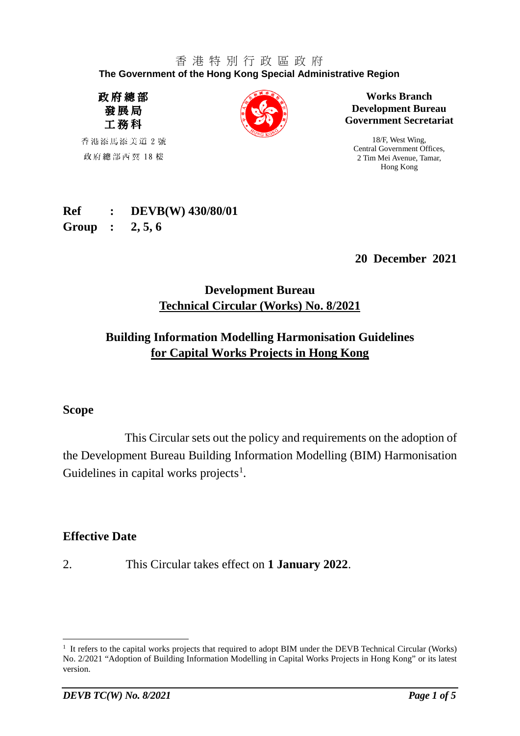香 港 特 別 行 政 區 政 府
**The Government of the Hong Kong Special Administrative Region**

**政府總部**
**發展局**
**工務科**

香港添馬添美道 2 號
政府總部西翼 18 樓

**Works Branch**
**Development Bureau**
**Government Secretariat**

18/F, West Wing,
Central Government Offices,
2 Tim Mei Avenue, Tamar,
Hong Kong

**Ref : DEVB(W) 430/80/01**
**Group : 2, 5, 6**

**20 December 2021**

**Development Bureau**
**Technical Circular (Works) No. 8/2021**

**Building Information Modelling Harmonisation Guidelines**
**for Capital Works Projects in Hong Kong**

## Scope

This Circular sets out the policy and requirements on the adoption of the Development Bureau Building Information Modelling (BIM) Harmonisation Guidelines in capital works projects[1].

## Effective Date

2. This Circular takes effect on **1 January 2022**.

---

[1] It refers to the capital works projects that required to adopt BIM under the DEVB Technical Circular (Works) No. 2/2021 "Adoption of Building Information Modelling in Capital Works Projects in Hong Kong" or its latest version.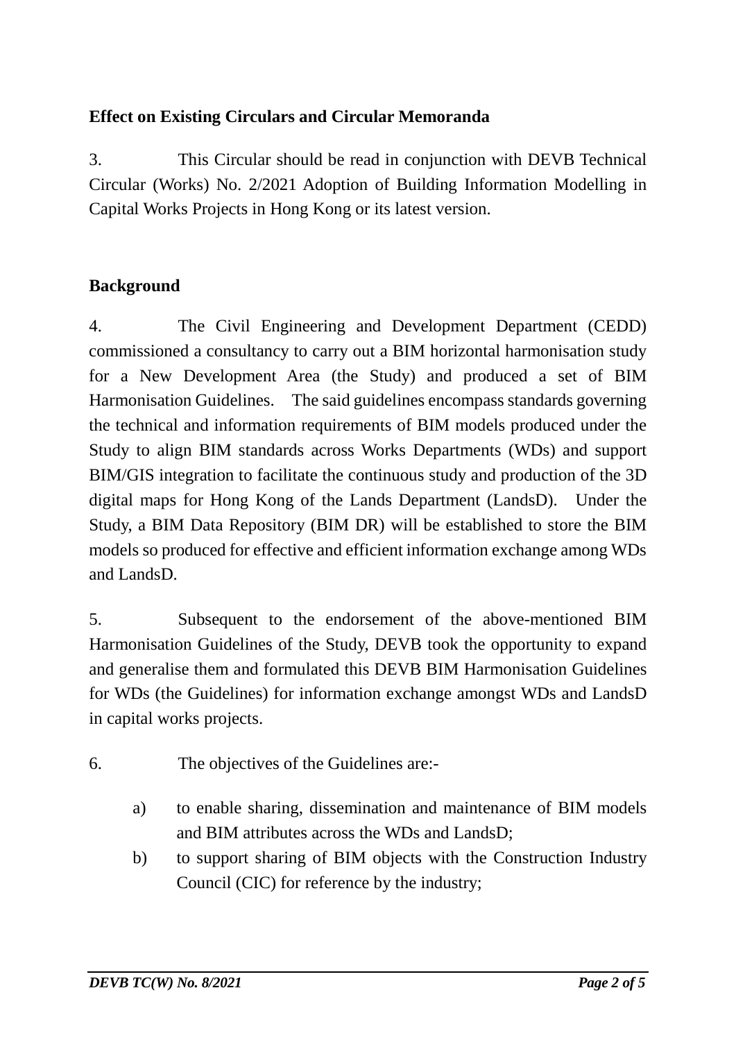## Effect on Existing Circulars and Circular Memoranda

3. This Circular should be read in conjunction with DEVB Technical Circular (Works) No. 2/2021 Adoption of Building Information Modelling in Capital Works Projects in Hong Kong or its latest version.

## Background

4. The Civil Engineering and Development Department (CEDD) commissioned a consultancy to carry out a BIM horizontal harmonisation study for a New Development Area (the Study) and produced a set of BIM Harmonisation Guidelines. The said guidelines encompass standards governing the technical and information requirements of BIM models produced under the Study to align BIM standards across Works Departments (WDs) and support BIM/GIS integration to facilitate the continuous study and production of the 3D digital maps for Hong Kong of the Lands Department (LandsD). Under the Study, a BIM Data Repository (BIM DR) will be established to store the BIM models so produced for effective and efficient information exchange among WDs and LandsD.

5. Subsequent to the endorsement of the above-mentioned BIM Harmonisation Guidelines of the Study, DEVB took the opportunity to expand and generalise them and formulated this DEVB BIM Harmonisation Guidelines for WDs (the Guidelines) for information exchange amongst WDs and LandsD in capital works projects.

6. The objectives of the Guidelines are:-

a) to enable sharing, dissemination and maintenance of BIM models and BIM attributes across the WDs and LandsD;

b) to support sharing of BIM objects with the Construction Industry Council (CIC) for reference by the industry;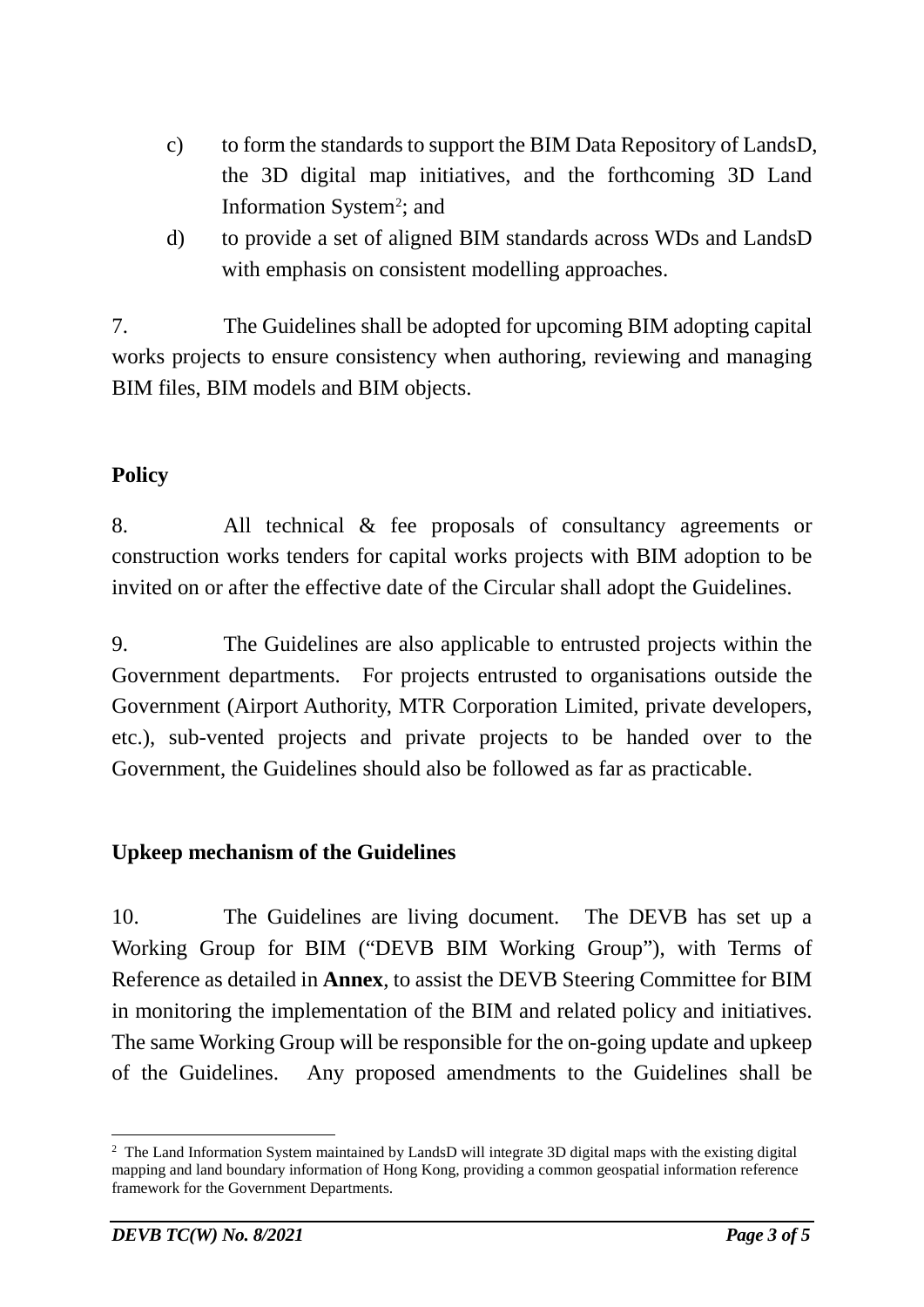c) to form the standards to support the BIM Data Repository of LandsD, the 3D digital map initiatives, and the forthcoming 3D Land Information System[2]; and

d) to provide a set of aligned BIM standards across WDs and LandsD with emphasis on consistent modelling approaches.

7. The Guidelines shall be adopted for upcoming BIM adopting capital works projects to ensure consistency when authoring, reviewing and managing BIM files, BIM models and BIM objects.

## Policy

8. All technical & fee proposals of consultancy agreements or construction works tenders for capital works projects with BIM adoption to be invited on or after the effective date of the Circular shall adopt the Guidelines.

9. The Guidelines are also applicable to entrusted projects within the Government departments. For projects entrusted to organisations outside the Government (Airport Authority, MTR Corporation Limited, private developers, etc.), sub-vented projects and private projects to be handed over to the Government, the Guidelines should also be followed as far as practicable.

## Upkeep mechanism of the Guidelines

10. The Guidelines are living document. The DEVB has set up a Working Group for BIM ("DEVB BIM Working Group"), with Terms of Reference as detailed in **Annex**, to assist the DEVB Steering Committee for BIM in monitoring the implementation of the BIM and related policy and initiatives. The same Working Group will be responsible for the on-going update and upkeep of the Guidelines. Any proposed amendments to the Guidelines shall be

[2] The Land Information System maintained by LandsD will integrate 3D digital maps with the existing digital mapping and land boundary information of Hong Kong, providing a common geospatial information reference framework for the Government Departments.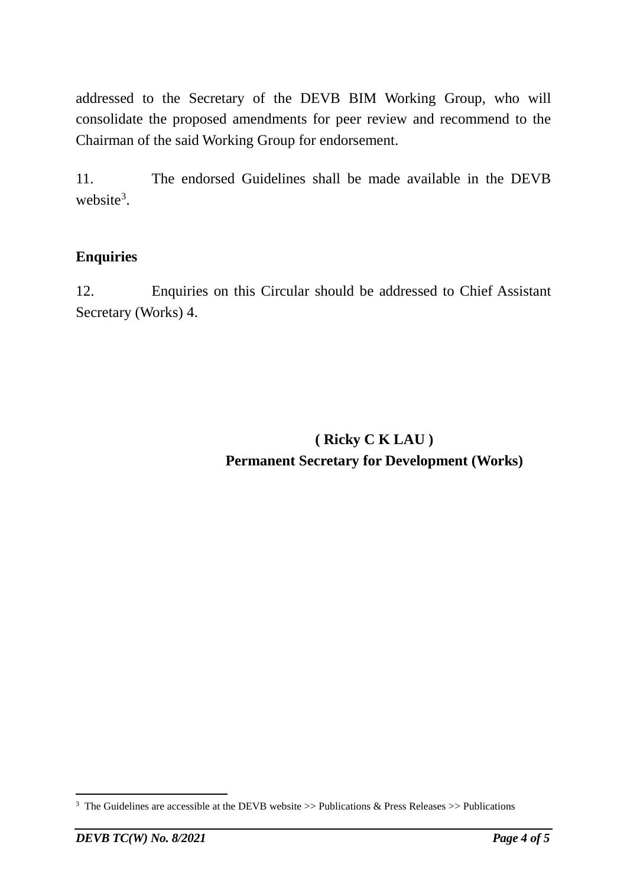addressed to the Secretary of the DEVB BIM Working Group, who will consolidate the proposed amendments for peer review and recommend to the Chairman of the said Working Group for endorsement.

11. The endorsed Guidelines shall be made available in the DEVB website[3].

## Enquiries

12. Enquiries on this Circular should be addressed to Chief Assistant Secretary (Works) 4.

**( Ricky C K LAU )**
**Permanent Secretary for Development (Works)**

[3] The Guidelines are accessible at the DEVB website >> Publications & Press Releases >> Publications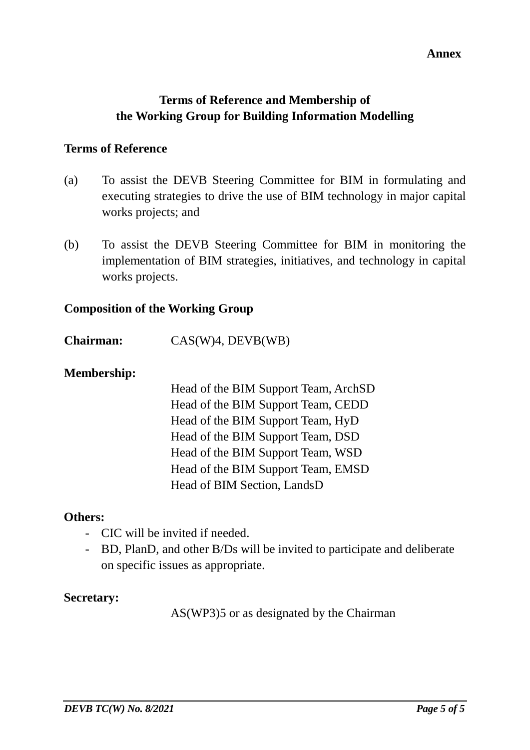**Annex**

## Terms of Reference and Membership of the Working Group for Building Information Modelling

### Terms of Reference

(a) To assist the DEVB Steering Committee for BIM in formulating and executing strategies to drive the use of BIM technology in major capital works projects; and

(b) To assist the DEVB Steering Committee for BIM in monitoring the implementation of BIM strategies, initiatives, and technology in capital works projects.

### Composition of the Working Group

**Chairman:** CAS(W)4, DEVB(WB)

**Membership:**

Head of the BIM Support Team, ArchSD
Head of the BIM Support Team, CEDD
Head of the BIM Support Team, HyD
Head of the BIM Support Team, DSD
Head of the BIM Support Team, WSD
Head of the BIM Support Team, EMSD
Head of BIM Section, LandsD

**Others:**

- CIC will be invited if needed.
- BD, PlanD, and other B/Ds will be invited to participate and deliberate on specific issues as appropriate.

**Secretary:**

AS(WP3)5 or as designated by the Chairman